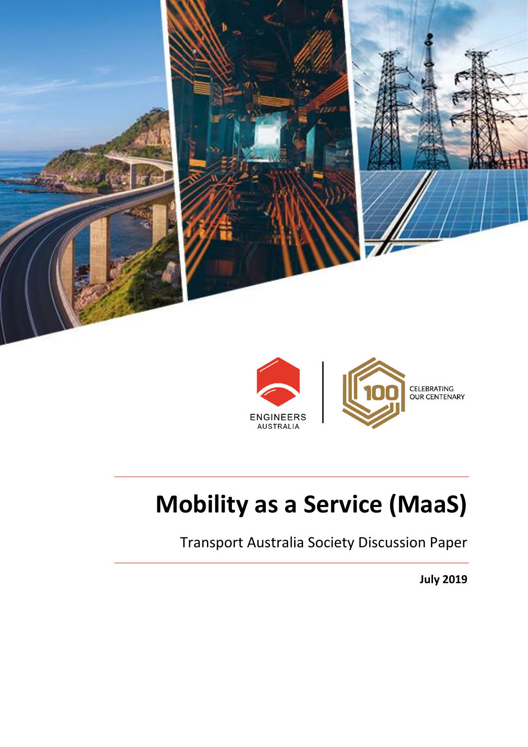ENGINEERS AUSTRALIA

CELEBRATING OUR CENTENARY

# Mobility as a Service (MaaS)

Transport Australia Society Discussion Paper

**July 2019**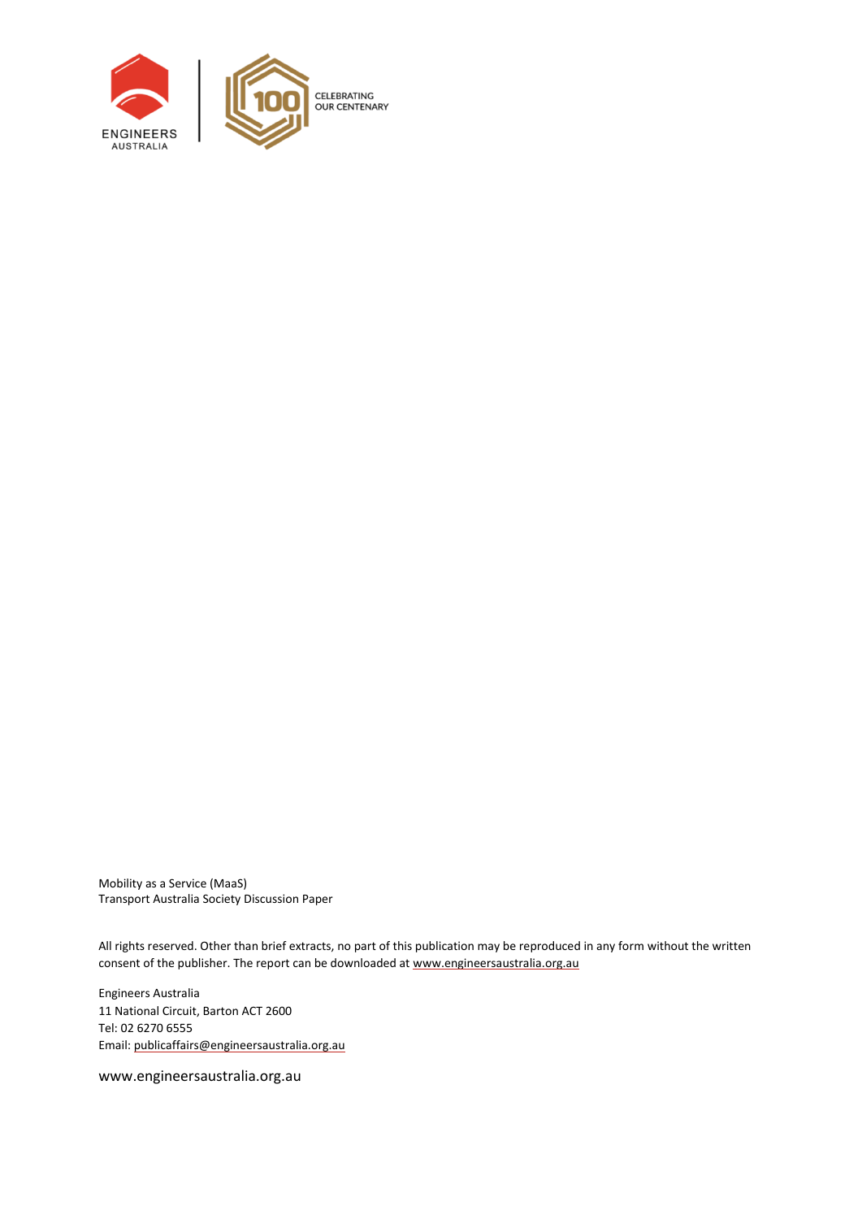ENGINEERS AUSTRALIA

CELEBRATING OUR CENTENARY

Mobility as a Service (MaaS)
Transport Australia Society Discussion Paper

All rights reserved. Other than brief extracts, no part of this publication may be reproduced in any form without the written consent of the publisher. The report can be downloaded at www.engineersaustralia.org.au

Engineers Australia
11 National Circuit, Barton ACT 2600
Tel: 02 6270 6555
Email: publicaffairs@engineersaustralia.org.au

www.engineersaustralia.org.au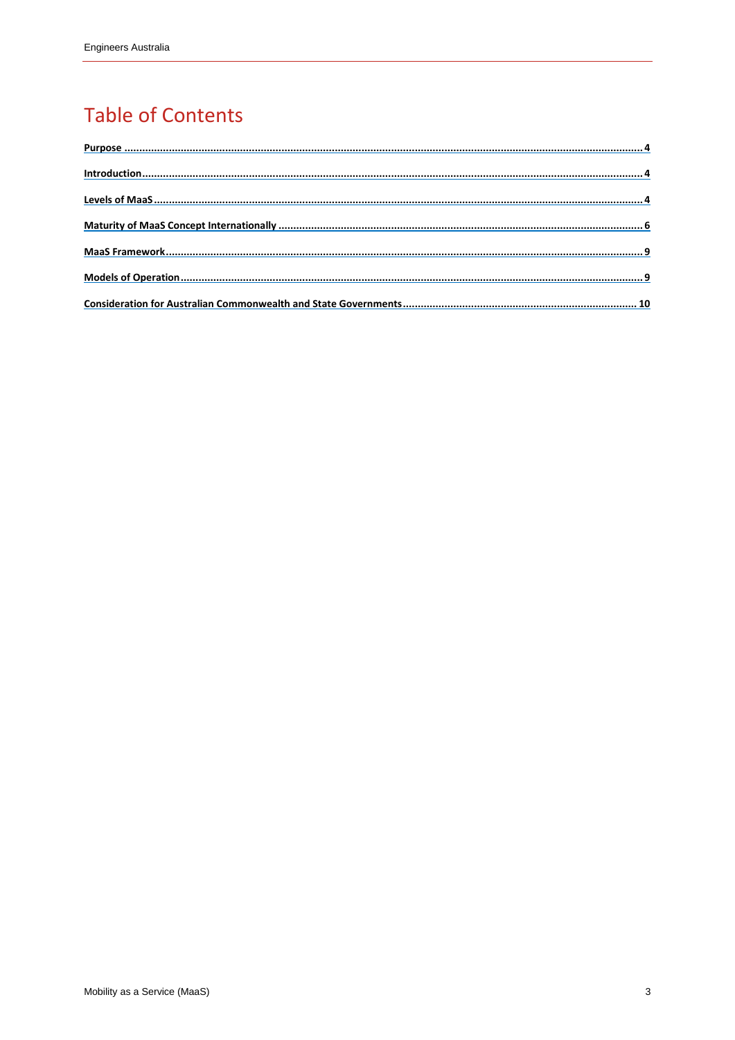# Table of Contents

[Purpose ........................................................................................................................................................................ 4](#)

[Introduction.................................................................................................................................................................. 4](#)

[Levels of MaaS ............................................................................................................................................................. 4](#)

[Maturity of MaaS Concept Internationally ........................................................................................................... 6](#)

[MaaS Framework.......................................................................................................................................................... 9](#)

[Models of Operation.................................................................................................................................................... 9](#)

[Consideration for Australian Commonwealth and State Governments ............................................................ 10](#)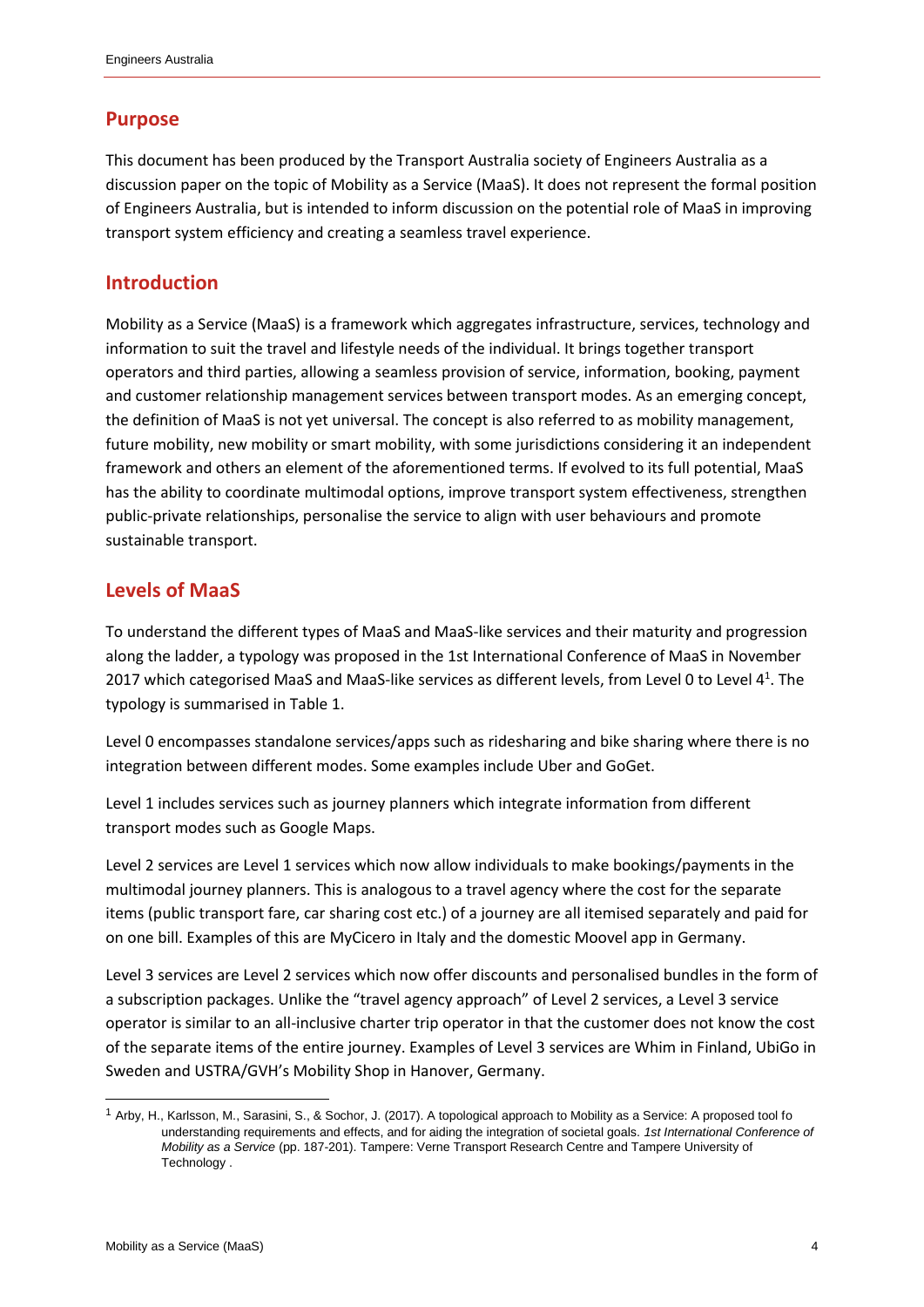## Purpose

This document has been produced by the Transport Australia society of Engineers Australia as a discussion paper on the topic of Mobility as a Service (MaaS). It does not represent the formal position of Engineers Australia, but is intended to inform discussion on the potential role of MaaS in improving transport system efficiency and creating a seamless travel experience.

## Introduction

Mobility as a Service (MaaS) is a framework which aggregates infrastructure, services, technology and information to suit the travel and lifestyle needs of the individual. It brings together transport operators and third parties, allowing a seamless provision of service, information, booking, payment and customer relationship management services between transport modes. As an emerging concept, the definition of MaaS is not yet universal. The concept is also referred to as mobility management, future mobility, new mobility or smart mobility, with some jurisdictions considering it an independent framework and others an element of the aforementioned terms. If evolved to its full potential, MaaS has the ability to coordinate multimodal options, improve transport system effectiveness, strengthen public-private relationships, personalise the service to align with user behaviours and promote sustainable transport.

## Levels of MaaS

To understand the different types of MaaS and MaaS-like services and their maturity and progression along the ladder, a typology was proposed in the 1st International Conference of MaaS in November 2017 which categorised MaaS and MaaS-like services as different levels, from Level 0 to Level 4[1]. The typology is summarised in Table 1.

Level 0 encompasses standalone services/apps such as ridesharing and bike sharing where there is no integration between different modes. Some examples include Uber and GoGet.

Level 1 includes services such as journey planners which integrate information from different transport modes such as Google Maps.

Level 2 services are Level 1 services which now allow individuals to make bookings/payments in the multimodal journey planners. This is analogous to a travel agency where the cost for the separate items (public transport fare, car sharing cost etc.) of a journey are all itemised separately and paid for on one bill. Examples of this are MyCicero in Italy and the domestic Moovel app in Germany.

Level 3 services are Level 2 services which now offer discounts and personalised bundles in the form of a subscription packages. Unlike the "travel agency approach" of Level 2 services, a Level 3 service operator is similar to an all-inclusive charter trip operator in that the customer does not know the cost of the separate items of the entire journey. Examples of Level 3 services are Whim in Finland, UbiGo in Sweden and USTRA/GVH's Mobility Shop in Hanover, Germany.

---

[1] Arby, H., Karlsson, M., Sarasini, S., & Sochor, J. (2017). A topological approach to Mobility as a Service: A proposed tool fo understanding requirements and effects, and for aiding the integration of societal goals. *1st International Conference of Mobility as a Service* (pp. 187-201). Tampere: Verne Transport Research Centre and Tampere University of Technology .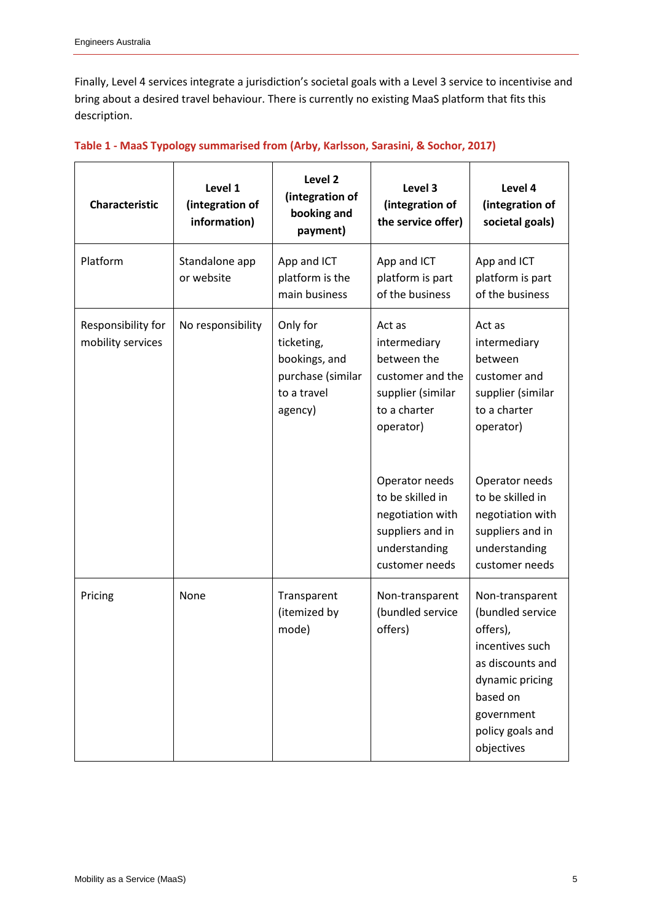Finally, Level 4 services integrate a jurisdiction's societal goals with a Level 3 service to incentivise and bring about a desired travel behaviour. There is currently no existing MaaS platform that fits this description.

**Table 1 - MaaS Typology summarised from (Arby, Karlsson, Sarasini, & Sochor, 2017)**

| Characteristic | Level 1 (integration of information) | Level 2 (integration of booking and payment) | Level 3 (integration of the service offer) | Level 4 (integration of societal goals) |
|---|---|---|---|---|
| Platform | Standalone app or website | App and ICT platform is the main business | App and ICT platform is part of the business | App and ICT platform is part of the business |
| Responsibility for mobility services | No responsibility | Only for ticketing, bookings, and purchase (similar to a travel agency) | Act as intermediary between the customer and the supplier (similar to a charter operator)<br><br>Operator needs to be skilled in negotiation with suppliers and in understanding customer needs | Act as intermediary between customer and supplier (similar to a charter operator)<br><br>Operator needs to be skilled in negotiation with suppliers and in understanding customer needs |
| Pricing | None | Transparent (itemized by mode) | Non-transparent (bundled service offers) | Non-transparent (bundled service offers), incentives such as discounts and dynamic pricing based on government policy goals and objectives |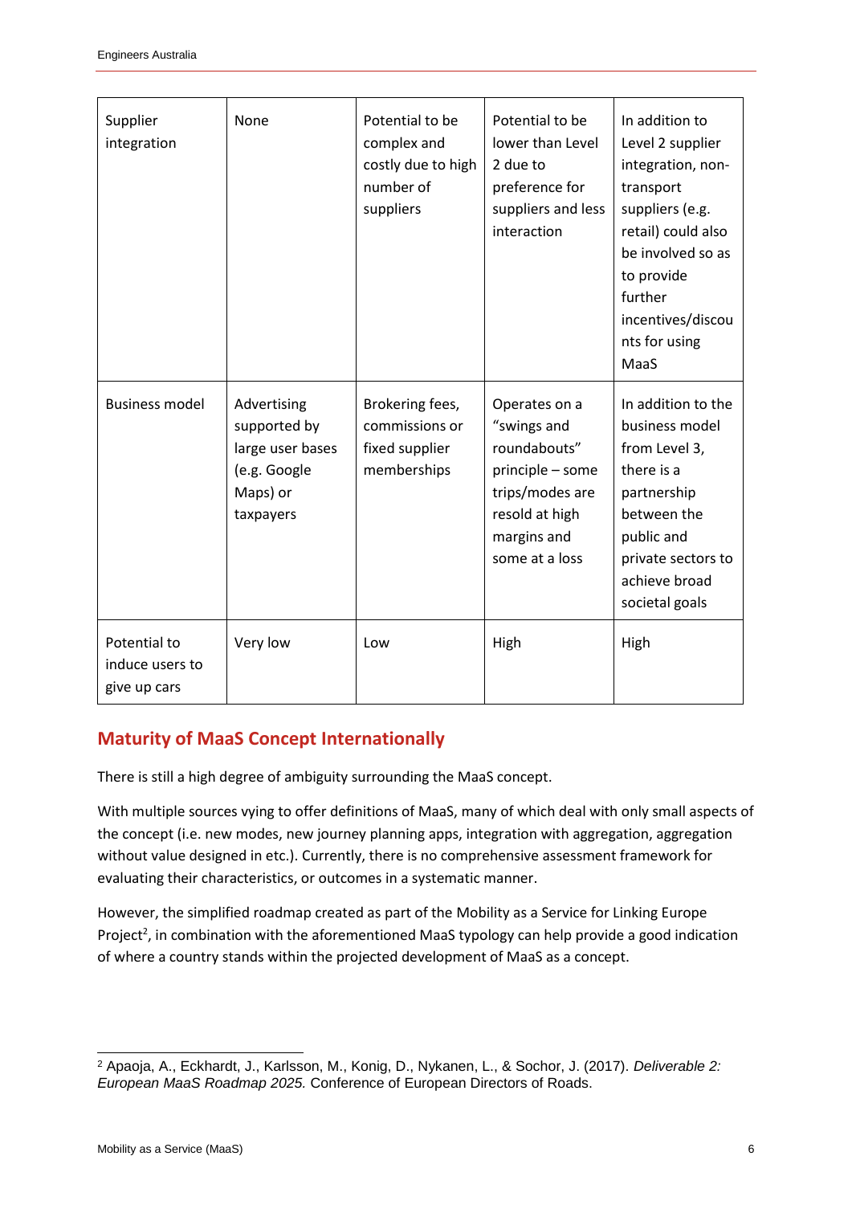| Supplier integration | None | Potential to be complex and costly due to high number of suppliers | Potential to be lower than Level 2 due to preference for suppliers and less interaction | In addition to Level 2 supplier integration, non-transport suppliers (e.g. retail) could also be involved so as to provide further incentives/discounts for using MaaS |
|---|---|---|---|---|
| Business model | Advertising supported by large user bases (e.g. Google Maps) or taxpayers | Brokering fees, commissions or fixed supplier memberships | Operates on a "swings and roundabouts" principle – some trips/modes are resold at high margins and some at a loss | In addition to the business model from Level 3, there is a partnership between the public and private sectors to achieve broad societal goals |
| Potential to induce users to give up cars | Very low | Low | High | High |

## Maturity of MaaS Concept Internationally

There is still a high degree of ambiguity surrounding the MaaS concept.

With multiple sources vying to offer definitions of MaaS, many of which deal with only small aspects of the concept (i.e. new modes, new journey planning apps, integration with aggregation, aggregation without value designed in etc.). Currently, there is no comprehensive assessment framework for evaluating their characteristics, or outcomes in a systematic manner.

However, the simplified roadmap created as part of the Mobility as a Service for Linking Europe Project[2], in combination with the aforementioned MaaS typology can help provide a good indication of where a country stands within the projected development of MaaS as a concept.

[2] Apaoja, A., Eckhardt, J., Karlsson, M., Konig, D., Nykanen, L., & Sochor, J. (2017). *Deliverable 2: European MaaS Roadmap 2025.* Conference of European Directors of Roads.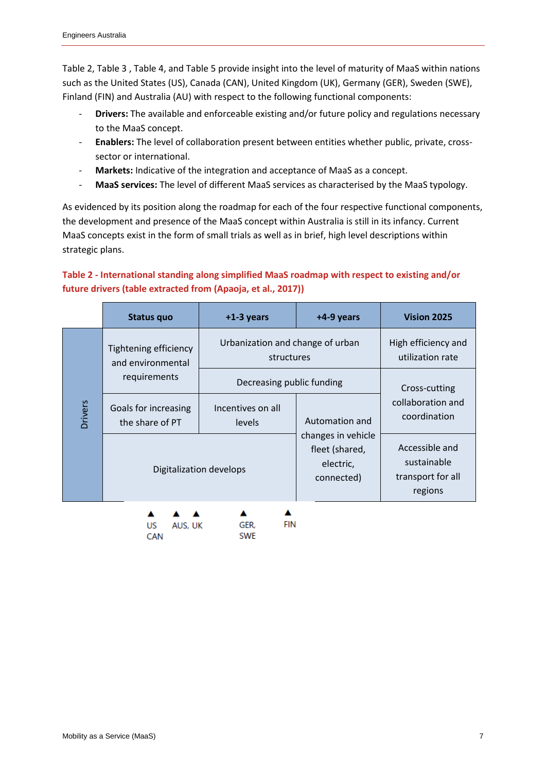Table 2, Table 3 , Table 4, and Table 5 provide insight into the level of maturity of MaaS within nations such as the United States (US), Canada (CAN), United Kingdom (UK), Germany (GER), Sweden (SWE), Finland (FIN) and Australia (AU) with respect to the following functional components:

- **Drivers:** The available and enforceable existing and/or future policy and regulations necessary to the MaaS concept.
- **Enablers:** The level of collaboration present between entities whether public, private, cross-sector or international.
- **Markets:** Indicative of the integration and acceptance of MaaS as a concept.
- **MaaS services:** The level of different MaaS services as characterised by the MaaS typology.

As evidenced by its position along the roadmap for each of the four respective functional components, the development and presence of the MaaS concept within Australia is still in its infancy. Current MaaS concepts exist in the form of small trials as well as in brief, high level descriptions within strategic plans.

**Table 2 - International standing along simplified MaaS roadmap with respect to existing and/or future drivers (table extracted from (Apaoja, et al., 2017))**

| | Status quo | +1-3 years | +4-9 years | Vision 2025 |
|---|---|---|---|---|
| Drivers | Tightening efficiency and environmental requirements | Urbanization and change of urban structures | | High efficiency and utilization rate |
| | | Decreasing public funding | | Cross-cutting collaboration and coordination |
| | Goals for increasing the share of PT | Incentives on all levels | Automation and changes in vehicle fleet (shared, electric, connected) | |
| | Digitalization develops | | | Accessible and sustainable transport for all regions |

Roadmap positions (▲): US, CAN (Status quo); AUS, UK (Status quo); GER, SWE (+1-3 years); FIN (+1-3 years / +4-9 years boundary)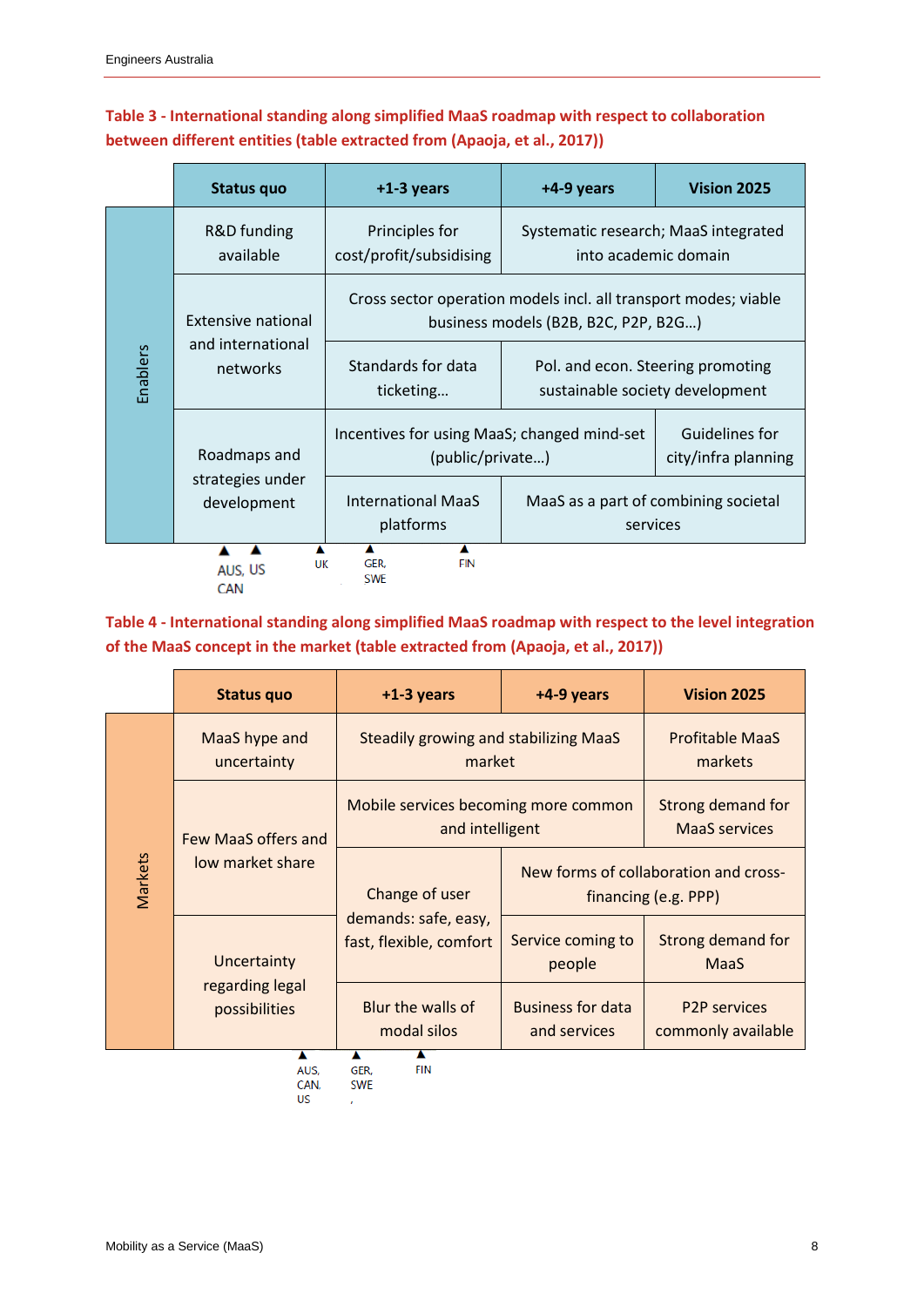**Table 3 - International standing along simplified MaaS roadmap with respect to collaboration between different entities (table extracted from (Apaoja, et al., 2017))**

| | Status quo | +1-3 years | +4-9 years | Vision 2025 |
|---|---|---|---|---|
| Enablers | R&D funding available | Principles for cost/profit/subsidising | Systematic research; MaaS integrated into academic domain | |
| | Extensive national and international networks | Cross sector operation models incl. all transport modes; viable business models (B2B, B2C, P2P, B2G…) | | |
| | | Standards for data ticketing… | Pol. and econ. Steering promoting sustainable society development | |
| | Roadmaps and strategies under development | Incentives for using MaaS; changed mind-set (public/private…) | | Guidelines for city/infra planning |
| | | International MaaS platforms | MaaS as a part of combining societal services | |

AUS, US, CAN; UK; GER, SWE; FIN

**Table 4 - International standing along simplified MaaS roadmap with respect to the level integration of the MaaS concept in the market (table extracted from (Apaoja, et al., 2017))**

| | Status quo | +1-3 years | +4-9 years | Vision 2025 |
|---|---|---|---|---|
| Markets | MaaS hype and uncertainty | Steadily growing and stabilizing MaaS market | | Profitable MaaS markets |
| | Few MaaS offers and low market share | Mobile services becoming more common and intelligent | | Strong demand for MaaS services |
| | | Change of user demands: safe, easy, fast, flexible, comfort | New forms of collaboration and cross-financing (e.g. PPP) | |
| | Uncertainty regarding legal possibilities | | Service coming to people | Strong demand for MaaS |
| | | Blur the walls of modal silos | Business for data and services | P2P services commonly available |

AUS, CAN, US; GER, SWE; FIN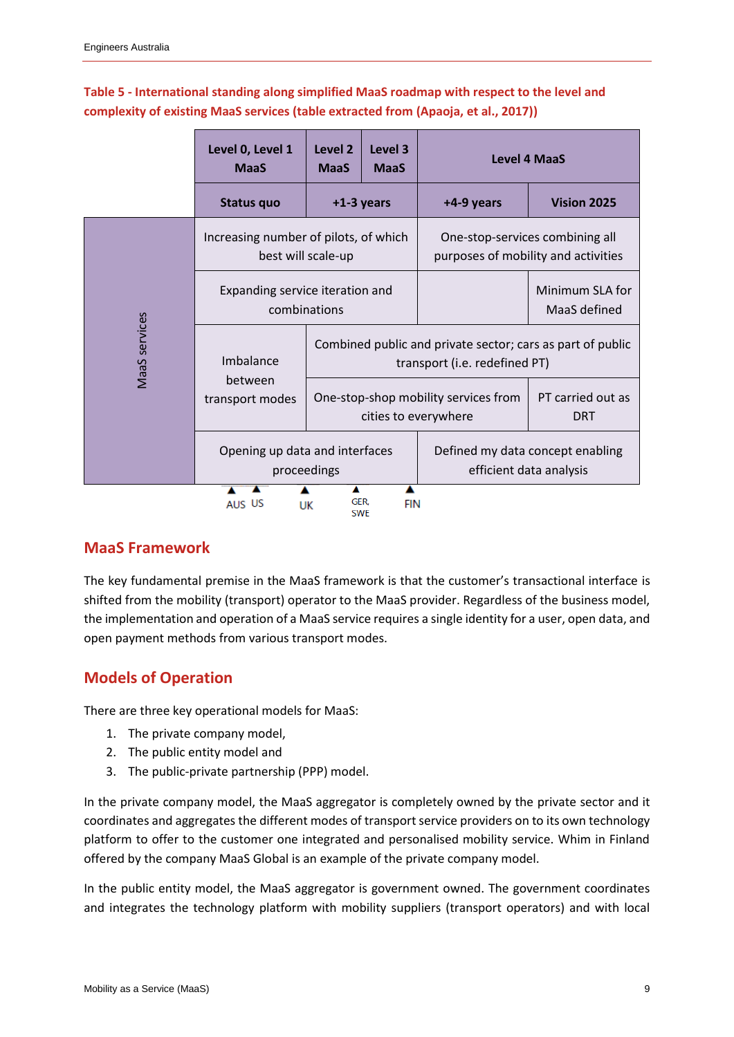**Table 5 - International standing along simplified MaaS roadmap with respect to the level and complexity of existing MaaS services (table extracted from (Apaoja, et al., 2017))**

| | Level 0, Level 1 MaaS | Level 2 MaaS | Level 3 MaaS | Level 4 MaaS | |
|---|---|---|---|---|---|
| | Status quo | +1-3 years | | +4-9 years | Vision 2025 |
| MaaS services | Increasing number of pilots, of which best will scale-up | | | One-stop-services combining all purposes of mobility and activities | |
| | Expanding service iteration and combinations | | | | Minimum SLA for MaaS defined |
| | Imbalance between transport modes | Combined public and private sector; cars as part of public transport (i.e. redefined PT) | | | |
| | | One-stop-shop mobility services from cities to everywhere | | | PT carried out as DRT |
| | Opening up data and interfaces proceedings | | | Defined my data concept enabling efficient data analysis | |
| | AUS, US | UK | GER, SWE | FIN | |

## MaaS Framework

The key fundamental premise in the MaaS framework is that the customer's transactional interface is shifted from the mobility (transport) operator to the MaaS provider. Regardless of the business model, the implementation and operation of a MaaS service requires a single identity for a user, open data, and open payment methods from various transport modes.

## Models of Operation

There are three key operational models for MaaS:

1. The private company model,
2. The public entity model and
3. The public-private partnership (PPP) model.

In the private company model, the MaaS aggregator is completely owned by the private sector and it coordinates and aggregates the different modes of transport service providers on to its own technology platform to offer to the customer one integrated and personalised mobility service. Whim in Finland offered by the company MaaS Global is an example of the private company model.

In the public entity model, the MaaS aggregator is government owned. The government coordinates and integrates the technology platform with mobility suppliers (transport operators) and with local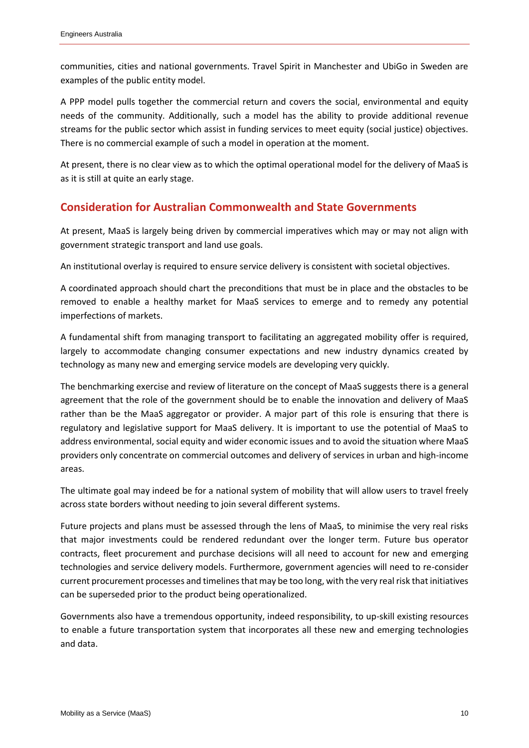communities, cities and national governments. Travel Spirit in Manchester and UbiGo in Sweden are examples of the public entity model.

A PPP model pulls together the commercial return and covers the social, environmental and equity needs of the community. Additionally, such a model has the ability to provide additional revenue streams for the public sector which assist in funding services to meet equity (social justice) objectives. There is no commercial example of such a model in operation at the moment.

At present, there is no clear view as to which the optimal operational model for the delivery of MaaS is as it is still at quite an early stage.

## Consideration for Australian Commonwealth and State Governments

At present, MaaS is largely being driven by commercial imperatives which may or may not align with government strategic transport and land use goals.

An institutional overlay is required to ensure service delivery is consistent with societal objectives.

A coordinated approach should chart the preconditions that must be in place and the obstacles to be removed to enable a healthy market for MaaS services to emerge and to remedy any potential imperfections of markets.

A fundamental shift from managing transport to facilitating an aggregated mobility offer is required, largely to accommodate changing consumer expectations and new industry dynamics created by technology as many new and emerging service models are developing very quickly.

The benchmarking exercise and review of literature on the concept of MaaS suggests there is a general agreement that the role of the government should be to enable the innovation and delivery of MaaS rather than be the MaaS aggregator or provider. A major part of this role is ensuring that there is regulatory and legislative support for MaaS delivery. It is important to use the potential of MaaS to address environmental, social equity and wider economic issues and to avoid the situation where MaaS providers only concentrate on commercial outcomes and delivery of services in urban and high-income areas.

The ultimate goal may indeed be for a national system of mobility that will allow users to travel freely across state borders without needing to join several different systems.

Future projects and plans must be assessed through the lens of MaaS, to minimise the very real risks that major investments could be rendered redundant over the longer term. Future bus operator contracts, fleet procurement and purchase decisions will all need to account for new and emerging technologies and service delivery models. Furthermore, government agencies will need to re-consider current procurement processes and timelines that may be too long, with the very real risk that initiatives can be superseded prior to the product being operationalized.

Governments also have a tremendous opportunity, indeed responsibility, to up-skill existing resources to enable a future transportation system that incorporates all these new and emerging technologies and data.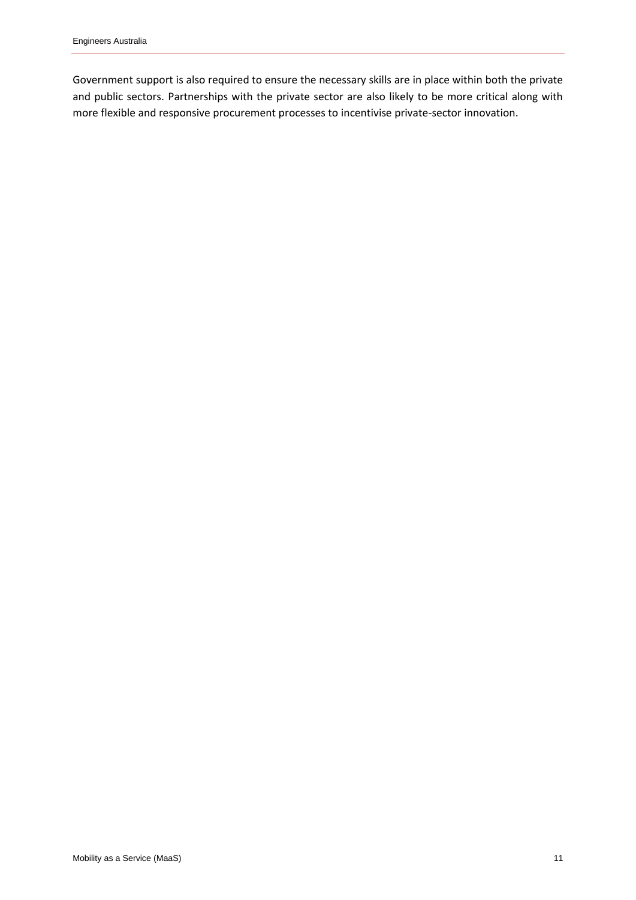Government support is also required to ensure the necessary skills are in place within both the private and public sectors. Partnerships with the private sector are also likely to be more critical along with more flexible and responsive procurement processes to incentivise private-sector innovation.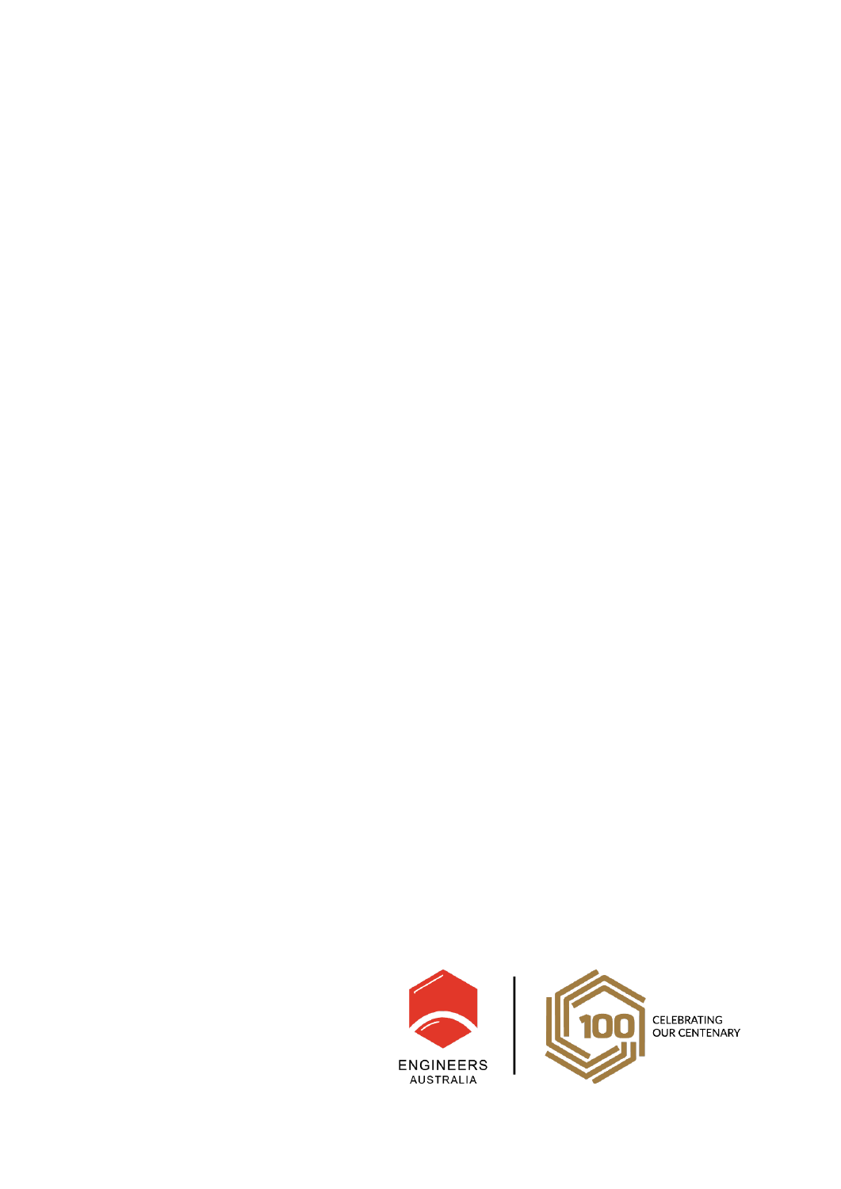ENGINEERS AUSTRALIA

CELEBRATING OUR CENTENARY